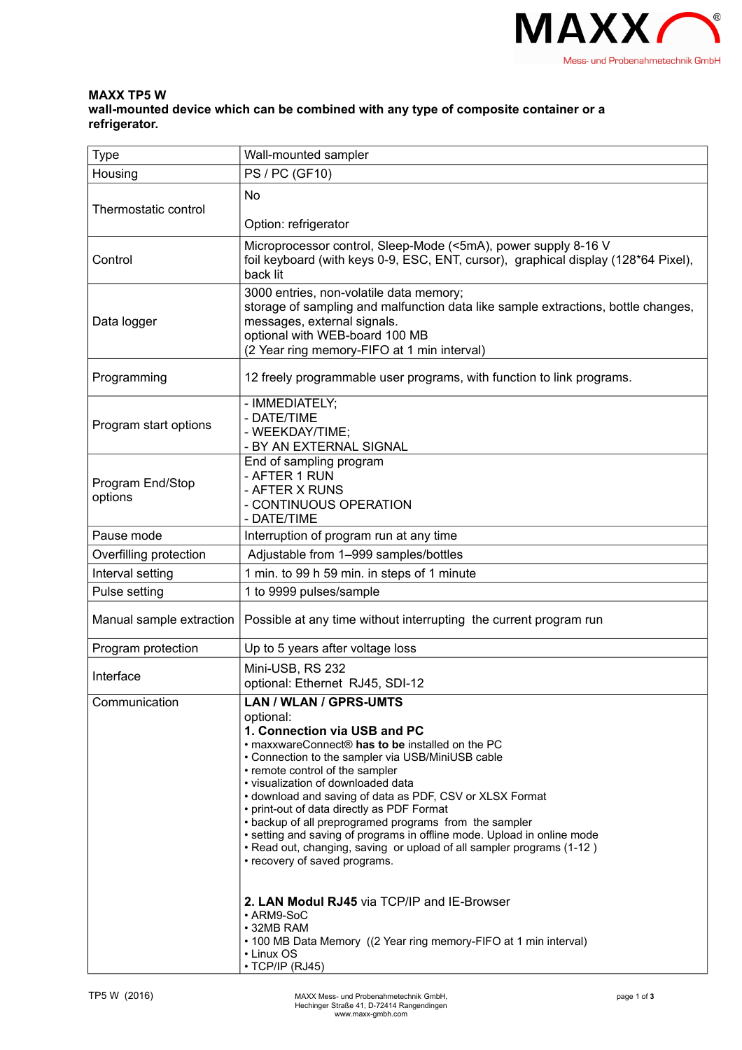**MAXX TP5 W**
**wall-mounted device which can be combined with any type of composite container or a refrigerator.**

| Type | Wall-mounted sampler |
|---|---|
| Housing | PS / PC (GF10) |
| Thermostatic control | No<br><br>Option: refrigerator |
| Control | Microprocessor control, Sleep-Mode (<5mA), power supply 8-16 V<br>foil keyboard (with keys 0-9, ESC, ENT, cursor), graphical display (128*64 Pixel), back lit |
| Data logger | 3000 entries, non-volatile data memory;<br>storage of sampling and malfunction data like sample extractions, bottle changes, messages, external signals.<br>optional with WEB-board 100 MB<br>(2 Year ring memory-FIFO at 1 min interval) |
| Programming | 12 freely programmable user programs, with function to link programs. |
| Program start options | - IMMEDIATELY;<br>- DATE/TIME<br>- WEEKDAY/TIME;<br>- BY AN EXTERNAL SIGNAL |
| Program End/Stop options | End of sampling program<br>- AFTER 1 RUN<br>- AFTER X RUNS<br>- CONTINUOUS OPERATION<br>- DATE/TIME |
| Pause mode | Interruption of program run at any time |
| Overfilling protection | Adjustable from 1–999 samples/bottles |
| Interval setting | 1 min. to 99 h 59 min. in steps of 1 minute |
| Pulse setting | 1 to 9999 pulses/sample |
| Manual sample extraction | Possible at any time without interrupting the current program run |
| Program protection | Up to 5 years after voltage loss |
| Interface | Mini-USB, RS 232<br>optional: Ethernet RJ45, SDI-12 |
| Communication | **LAN / WLAN / GPRS-UMTS**<br>optional:<br>**1. Connection via USB and PC**<br>• maxxwareConnect® **has to be** installed on the PC<br>• Connection to the sampler via USB/MiniUSB cable<br>• remote control of the sampler<br>• visualization of downloaded data<br>• download and saving of data as PDF, CSV or XLSX Format<br>• print-out of data directly as PDF Format<br>• backup of all preprogramed programs from the sampler<br>• setting and saving of programs in offline mode. Upload in online mode<br>• Read out, changing, saving or upload of all sampler programs (1-12 )<br>• recovery of saved programs.<br><br>**2. LAN Modul RJ45** via TCP/IP and IE-Browser<br>• ARM9-SoC<br>• 32MB RAM<br>• 100 MB Data Memory ((2 Year ring memory-FIFO at 1 min interval)<br>• Linux OS<br>• TCP/IP (RJ45) |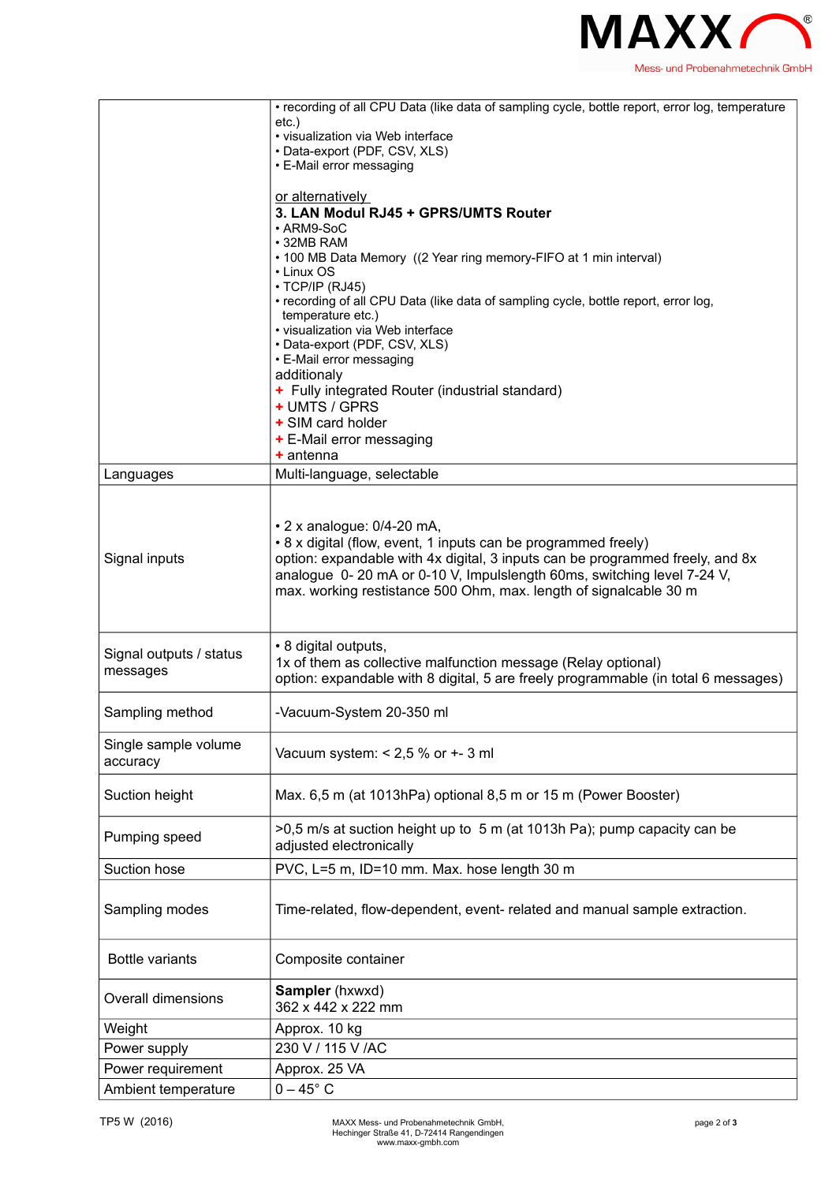| | |
|---|---|
| | • recording of all CPU Data (like data of sampling cycle, bottle report, error log, temperature etc.)<br>• visualization via Web interface<br>• Data-export (PDF, CSV, XLS)<br>• E-Mail error messaging<br><br>or alternatively<br>**3. LAN Modul RJ45 + GPRS/UMTS Router**<br>• ARM9-SoC<br>• 32MB RAM<br>• 100 MB Data Memory ((2 Year ring memory-FIFO at 1 min interval)<br>• Linux OS<br>• TCP/IP (RJ45)<br>• recording of all CPU Data (like data of sampling cycle, bottle report, error log, temperature etc.)<br>• visualization via Web interface<br>• Data-export (PDF, CSV, XLS)<br>• E-Mail error messaging<br>additionaly<br>+ Fully integrated Router (industrial standard)<br>+ UMTS / GPRS<br>+ SIM card holder<br>+ E-Mail error messaging<br>+ antenna |
| Languages | Multi-language, selectable |
| Signal inputs | • 2 x analogue: 0/4-20 mA,<br>• 8 x digital (flow, event, 1 inputs can be programmed freely)<br>option: expandable with 4x digital, 3 inputs can be programmed freely, and 8x analogue 0- 20 mA or 0-10 V, Impulslength 60ms, switching level 7-24 V, max. working restistance 500 Ohm, max. length of signalcable 30 m |
| Signal outputs / status messages | • 8 digital outputs,<br>1x of them as collective malfunction message (Relay optional)<br>option: expandable with 8 digital, 5 are freely programmable (in total 6 messages) |
| Sampling method | -Vacuum-System 20-350 ml |
| Single sample volume accuracy | Vacuum system: < 2,5 % or +- 3 ml |
| Suction height | Max. 6,5 m (at 1013hPa) optional 8,5 m or 15 m (Power Booster) |
| Pumping speed | >0,5 m/s at suction height up to 5 m (at 1013h Pa); pump capacity can be adjusted electronically |
| Suction hose | PVC, L=5 m, ID=10 mm. Max. hose length 30 m |
| Sampling modes | Time-related, flow-dependent, event- related and manual sample extraction. |
| Bottle variants | Composite container |
| Overall dimensions | **Sampler** (hxwxd)<br>362 x 442 x 222 mm |
| Weight | Approx. 10 kg |
| Power supply | 230 V / 115 V /AC |
| Power requirement | Approx. 25 VA |
| Ambient temperature | 0 – 45° C |

TP5 W (2016)

MAXX Mess- und Probenahmetechnik GmbH,
Hechinger Straße 41, D-72414 Rangendingen
www.maxx-gmbh.com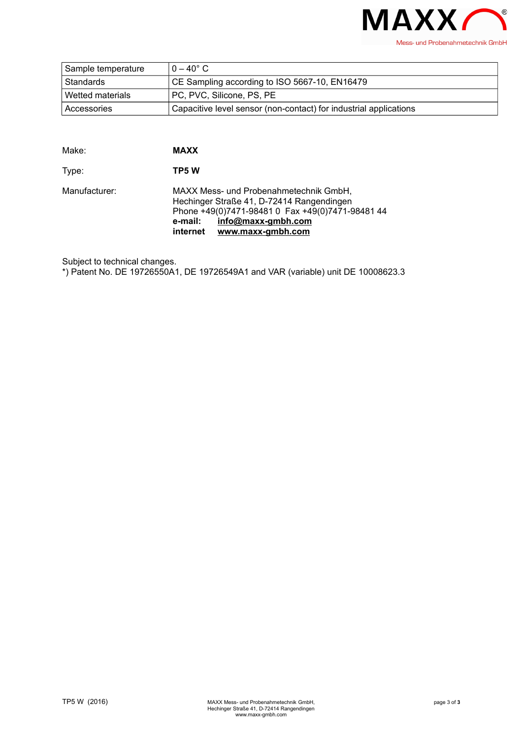| | |
|---|---|
| Sample temperature | 0 – 40° C |
| Standards | CE Sampling according to ISO 5667-10, EN16479 |
| Wetted materials | PC, PVC, Silicone, PS, PE |
| Accessories | Capacitive level sensor (non-contact) for industrial applications |

Make: **MAXX**

Type: **TP5 W**

Manufacturer: MAXX Mess- und Probenahmetechnik GmbH,
Hechinger Straße 41, D-72414 Rangendingen
Phone +49(0)7471-98481 0 Fax +49(0)7471-98481 44
**e-mail:** **info@maxx-gmbh.com**
**internet** **www.maxx-gmbh.com**

Subject to technical changes.
*) Patent No. DE 19726550A1, DE 19726549A1 and VAR (variable) unit DE 10008623.3